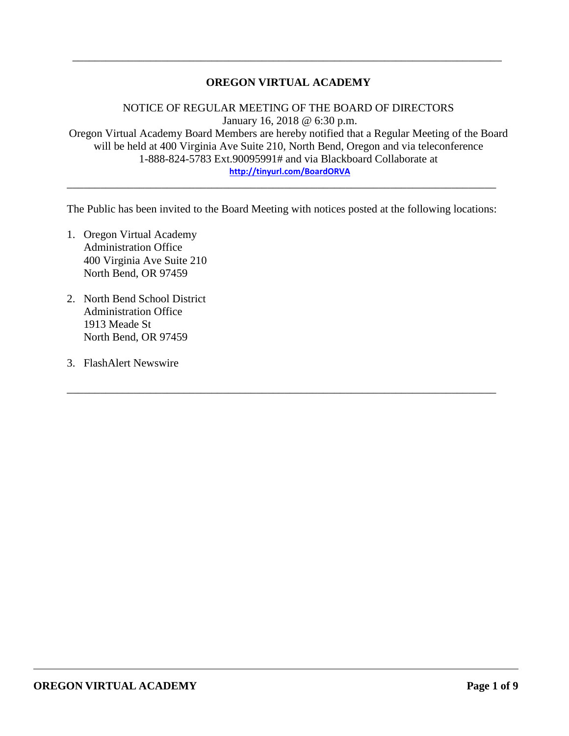---

**OREGON VIRTUAL ACADEMY**

NOTICE OF REGULAR MEETING OF THE BOARD OF DIRECTORS
January 16, 2018 @ 6:30 p.m.
Oregon Virtual Academy Board Members are hereby notified that a Regular Meeting of the Board will be held at 400 Virginia Ave Suite 210, North Bend, Oregon and via teleconference 1-888-824-5783 Ext.90095991# and via Blackboard Collaborate at
**http://tinyurl.com/BoardORVA**

---

The Public has been invited to the Board Meeting with notices posted at the following locations:

1. Oregon Virtual Academy
   Administration Office
   400 Virginia Ave Suite 210
   North Bend, OR 97459

2. North Bend School District
   Administration Office
   1913 Meade St
   North Bend, OR 97459

3. FlashAlert Newswire

---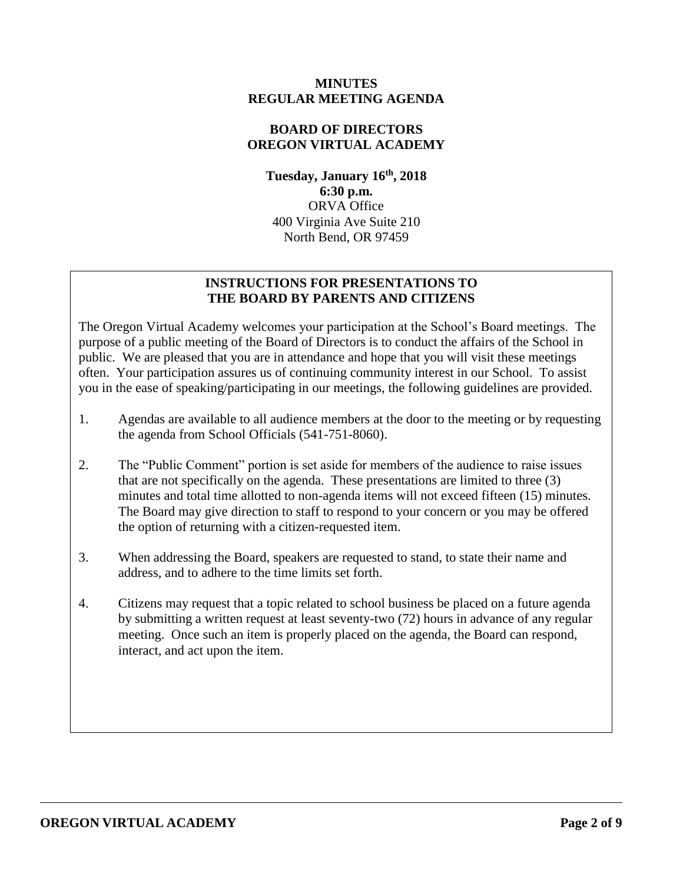**MINUTES**
**REGULAR MEETING AGENDA**

**BOARD OF DIRECTORS**
**OREGON VIRTUAL ACADEMY**

**Tuesday, January 16th, 2018**
**6:30 p.m.**
ORVA Office
400 Virginia Ave Suite 210
North Bend, OR 97459

## INSTRUCTIONS FOR PRESENTATIONS TO THE BOARD BY PARENTS AND CITIZENS

The Oregon Virtual Academy welcomes your participation at the School's Board meetings. The purpose of a public meeting of the Board of Directors is to conduct the affairs of the School in public. We are pleased that you are in attendance and hope that you will visit these meetings often. Your participation assures us of continuing community interest in our School. To assist you in the ease of speaking/participating in our meetings, the following guidelines are provided.

1. Agendas are available to all audience members at the door to the meeting or by requesting the agenda from School Officials (541-751-8060).

2. The "Public Comment" portion is set aside for members of the audience to raise issues that are not specifically on the agenda. These presentations are limited to three (3) minutes and total time allotted to non-agenda items will not exceed fifteen (15) minutes. The Board may give direction to staff to respond to your concern or you may be offered the option of returning with a citizen-requested item.

3. When addressing the Board, speakers are requested to stand, to state their name and address, and to adhere to the time limits set forth.

4. Citizens may request that a topic related to school business be placed on a future agenda by submitting a written request at least seventy-two (72) hours in advance of any regular meeting. Once such an item is properly placed on the agenda, the Board can respond, interact, and act upon the item.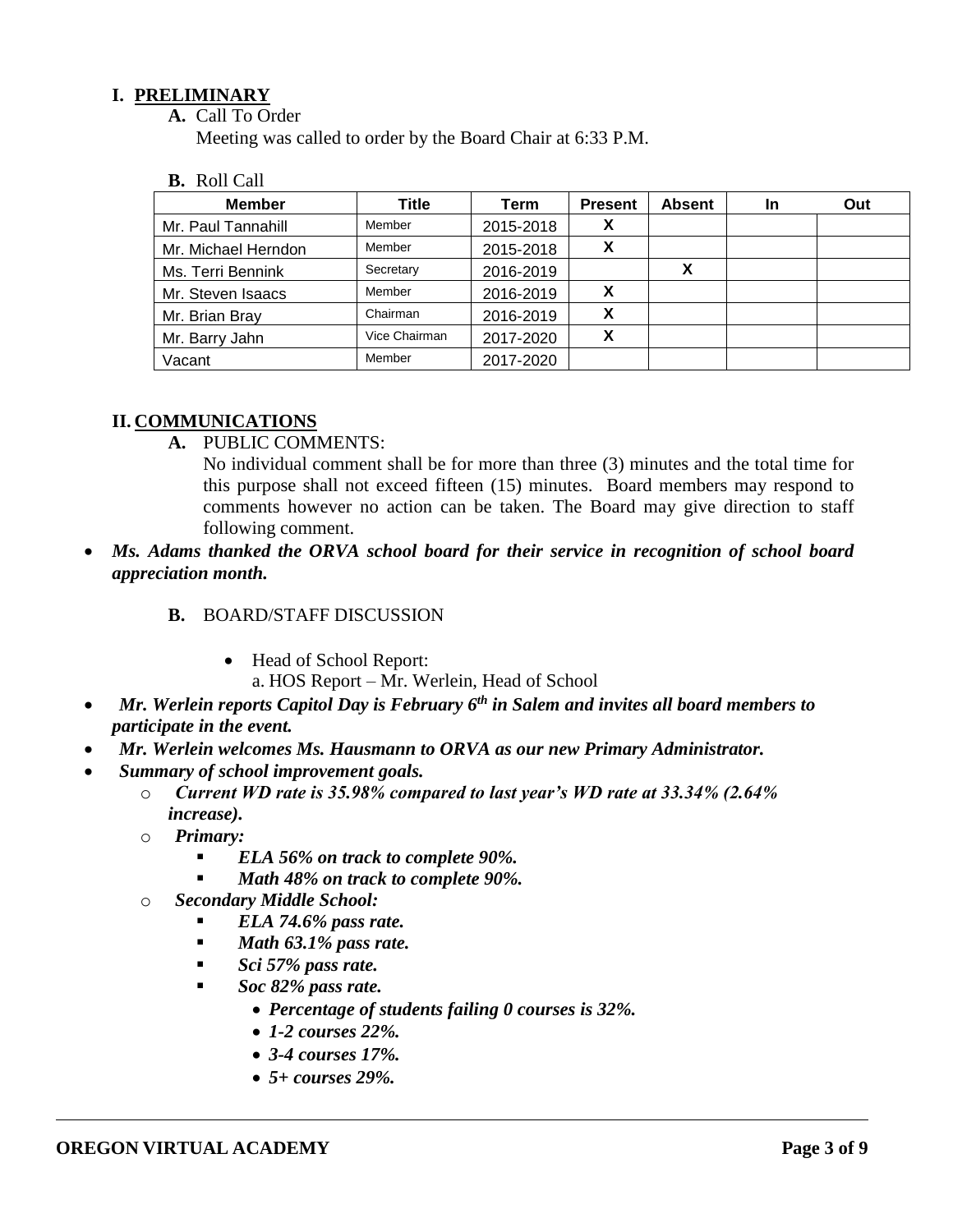## I. PRELIMINARY

**A.** Call To Order

Meeting was called to order by the Board Chair at 6:33 P.M.

**B.** Roll Call

| Member | Title | Term | Present | Absent | In | Out |
|---|---|---|---|---|---|---|
| Mr. Paul Tannahill | Member | 2015-2018 | X | | | |
| Mr. Michael Herndon | Member | 2015-2018 | X | | | |
| Ms. Terri Bennink | Secretary | 2016-2019 | | X | | |
| Mr. Steven Isaacs | Member | 2016-2019 | X | | | |
| Mr. Brian Bray | Chairman | 2016-2019 | X | | | |
| Mr. Barry Jahn | Vice Chairman | 2017-2020 | X | | | |
| Vacant | Member | 2017-2020 | | | | |

## II. COMMUNICATIONS

**A.** PUBLIC COMMENTS:

No individual comment shall be for more than three (3) minutes and the total time for this purpose shall not exceed fifteen (15) minutes. Board members may respond to comments however no action can be taken. The Board may give direction to staff following comment.

- ***Ms. Adams thanked the ORVA school board for their service in recognition of school board appreciation month.***

**B.** BOARD/STAFF DISCUSSION

- Head of School Report:
  a. HOS Report – Mr. Werlein, Head of School

- ***Mr. Werlein reports Capitol Day is February 6th in Salem and invites all board members to participate in the event.***
- ***Mr. Werlein welcomes Ms. Hausmann to ORVA as our new Primary Administrator.***
- ***Summary of school improvement goals.***
  - ***Current WD rate is 35.98% compared to last year's WD rate at 33.34% (2.64% increase).***
  - ***Primary:***
    - ***ELA 56% on track to complete 90%.***
    - ***Math 48% on track to complete 90%.***
  - ***Secondary Middle School:***
    - ***ELA 74.6% pass rate.***
    - ***Math 63.1% pass rate.***
    - ***Sci 57% pass rate.***
    - ***Soc 82% pass rate.***
      - ***Percentage of students failing 0 courses is 32%.***
      - ***1-2 courses 22%.***
      - ***3-4 courses 17%.***
      - ***5+ courses 29%.***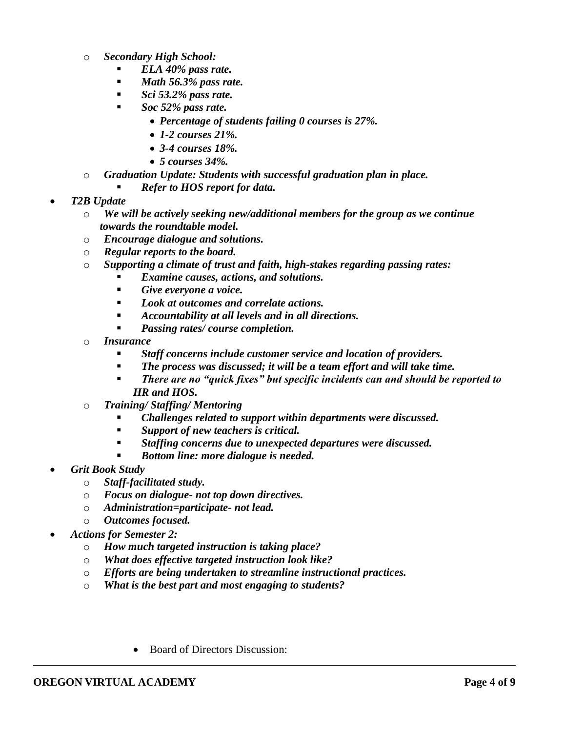- ***Secondary High School:***
  - ***ELA 40% pass rate.***
  - ***Math 56.3% pass rate.***
  - ***Sci 53.2% pass rate.***
  - ***Soc 52% pass rate.***
    - ***Percentage of students failing 0 courses is 27%.***
    - ***1-2 courses 21%.***
    - ***3-4 courses 18%.***
    - ***5 courses 34%.***
- ***Graduation Update: Students with successful graduation plan in place.***
  - ***Refer to HOS report for data.***

- ***T2B Update***
  - ***We will be actively seeking new/additional members for the group as we continue towards the roundtable model.***
  - ***Encourage dialogue and solutions.***
  - ***Regular reports to the board.***
  - ***Supporting a climate of trust and faith, high-stakes regarding passing rates:***
    - ***Examine causes, actions, and solutions.***
    - ***Give everyone a voice.***
    - ***Look at outcomes and correlate actions.***
    - ***Accountability at all levels and in all directions.***
    - ***Passing rates/ course completion.***
  - ***Insurance***
    - ***Staff concerns include customer service and location of providers.***
    - ***The process was discussed; it will be a team effort and will take time.***
    - ***There are no "quick fixes" but specific incidents can and should be reported to HR and HOS.***
  - ***Training/ Staffing/ Mentoring***
    - ***Challenges related to support within departments were discussed.***
    - ***Support of new teachers is critical.***
    - ***Staffing concerns due to unexpected departures were discussed.***
    - ***Bottom line: more dialogue is needed.***
- ***Grit Book Study***
  - ***Staff-facilitated study.***
  - ***Focus on dialogue- not top down directives.***
  - ***Administration=participate- not lead.***
  - ***Outcomes focused.***
- ***Actions for Semester 2:***
  - ***How much targeted instruction is taking place?***
  - ***What does effective targeted instruction look like?***
  - ***Efforts are being undertaken to streamline instructional practices.***
  - ***What is the best part and most engaging to students?***

- Board of Directors Discussion: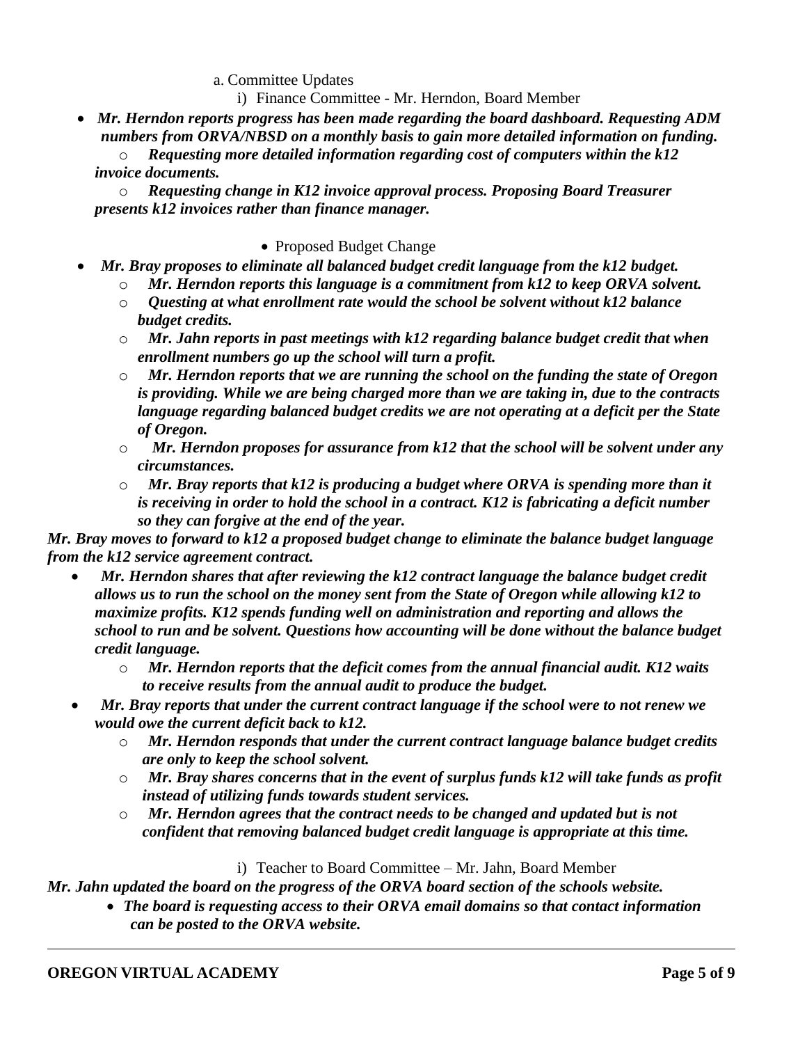a. Committee Updates

i) Finance Committee - Mr. Herndon, Board Member

- ***Mr. Herndon reports progress has been made regarding the board dashboard. Requesting ADM numbers from ORVA/NBSD on a monthly basis to gain more detailed information on funding.***
  - ***Requesting more detailed information regarding cost of computers within the k12 invoice documents.***
  - ***Requesting change in K12 invoice approval process. Proposing Board Treasurer presents k12 invoices rather than finance manager.***

- Proposed Budget Change

- ***Mr. Bray proposes to eliminate all balanced budget credit language from the k12 budget.***
  - ***Mr. Herndon reports this language is a commitment from k12 to keep ORVA solvent.***
  - ***Questing at what enrollment rate would the school be solvent without k12 balance budget credits.***
  - ***Mr. Jahn reports in past meetings with k12 regarding balance budget credit that when enrollment numbers go up the school will turn a profit.***
  - ***Mr. Herndon reports that we are running the school on the funding the state of Oregon is providing. While we are being charged more than we are taking in, due to the contracts language regarding balanced budget credits we are not operating at a deficit per the State of Oregon.***
  - ***Mr. Herndon proposes for assurance from k12 that the school will be solvent under any circumstances.***
  - ***Mr. Bray reports that k12 is producing a budget where ORVA is spending more than it is receiving in order to hold the school in a contract. K12 is fabricating a deficit number so they can forgive at the end of the year.***

***Mr. Bray moves to forward to k12 a proposed budget change to eliminate the balance budget language from the k12 service agreement contract.***

- ***Mr. Herndon shares that after reviewing the k12 contract language the balance budget credit allows us to run the school on the money sent from the State of Oregon while allowing k12 to maximize profits. K12 spends funding well on administration and reporting and allows the school to run and be solvent. Questions how accounting will be done without the balance budget credit language.***
  - ***Mr. Herndon reports that the deficit comes from the annual financial audit. K12 waits to receive results from the annual audit to produce the budget.***
- ***Mr. Bray reports that under the current contract language if the school were to not renew we would owe the current deficit back to k12.***
  - ***Mr. Herndon responds that under the current contract language balance budget credits are only to keep the school solvent.***
  - ***Mr. Bray shares concerns that in the event of surplus funds k12 will take funds as profit instead of utilizing funds towards student services.***
  - ***Mr. Herndon agrees that the contract needs to be changed and updated but is not confident that removing balanced budget credit language is appropriate at this time.***

i) Teacher to Board Committee – Mr. Jahn, Board Member

***Mr. Jahn updated the board on the progress of the ORVA board section of the schools website.***

- ***The board is requesting access to their ORVA email domains so that contact information can be posted to the ORVA website.***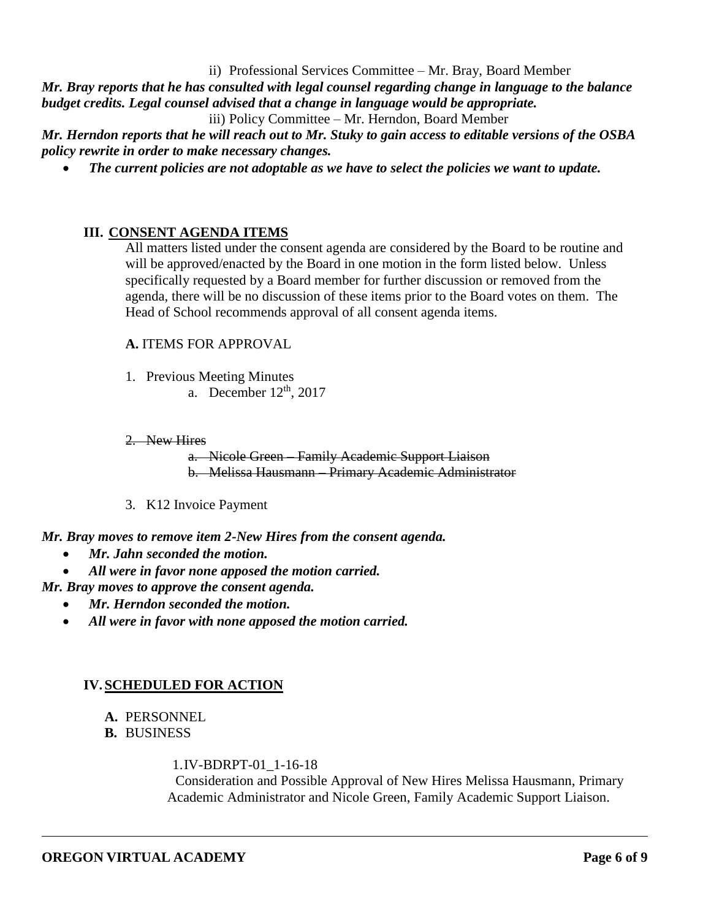ii) Professional Services Committee – Mr. Bray, Board Member

***Mr. Bray reports that he has consulted with legal counsel regarding change in language to the balance budget credits. Legal counsel advised that a change in language would be appropriate.***

iii) Policy Committee – Mr. Herndon, Board Member

***Mr. Herndon reports that he will reach out to Mr. Stuky to gain access to editable versions of the OSBA policy rewrite in order to make necessary changes.***

- ***The current policies are not adoptable as we have to select the policies we want to update.***

## III. CONSENT AGENDA ITEMS

All matters listed under the consent agenda are considered by the Board to be routine and will be approved/enacted by the Board in one motion in the form listed below. Unless specifically requested by a Board member for further discussion or removed from the agenda, there will be no discussion of these items prior to the Board votes on them. The Head of School recommends approval of all consent agenda items.

**A.** ITEMS FOR APPROVAL

1. Previous Meeting Minutes
   a. December 12th, 2017

2. ~~New Hires~~
   a. ~~Nicole Green – Family Academic Support Liaison~~
   b. ~~Melissa Hausmann – Primary Academic Administrator~~

3. K12 Invoice Payment

***Mr. Bray moves to remove item 2-New Hires from the consent agenda.***

- ***Mr. Jahn seconded the motion.***
- ***All were in favor none apposed the motion carried.***

***Mr. Bray moves to approve the consent agenda.***

- ***Mr. Herndon seconded the motion.***
- ***All were in favor with none apposed the motion carried.***

## IV. SCHEDULED FOR ACTION

**A.** PERSONNEL

**B.** BUSINESS

1.IV-BDRPT-01_1-16-18

Consideration and Possible Approval of New Hires Melissa Hausmann, Primary Academic Administrator and Nicole Green, Family Academic Support Liaison.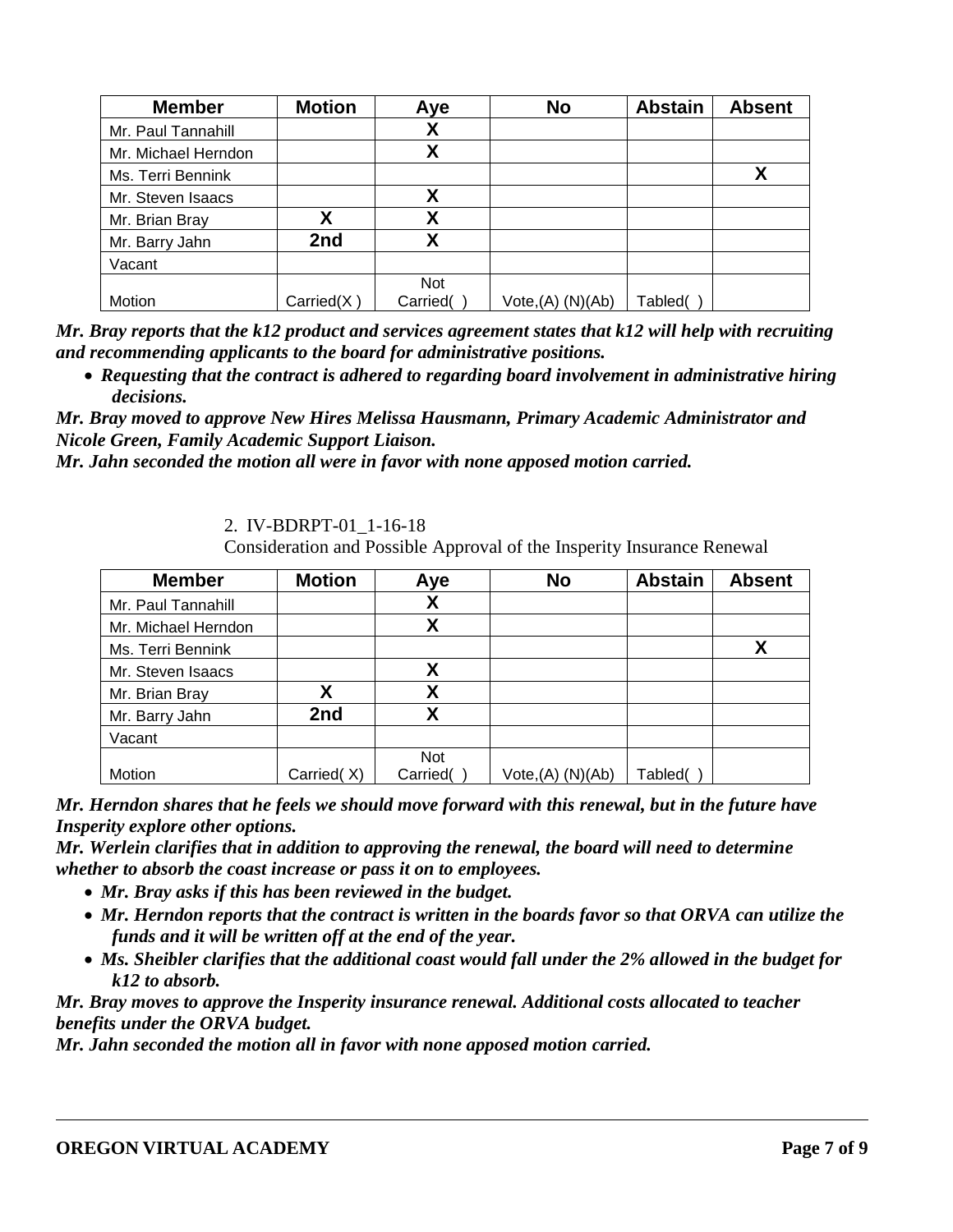| Member | Motion | Aye | No | Abstain | Absent |
|---|---|---|---|---|---|
| Mr. Paul Tannahill | | X | | | |
| Mr. Michael Herndon | | X | | | |
| Ms. Terri Bennink | | | | | X |
| Mr. Steven Isaacs | | X | | | |
| Mr. Brian Bray | X | X | | | |
| Mr. Barry Jahn | 2nd | X | | | |
| Vacant | | | | | |
| Motion | Carried(X ) | Not Carried( ) | Vote,(A) (N)(Ab) | Tabled( ) | |

***Mr. Bray reports that the k12 product and services agreement states that k12 will help with recruiting and recommending applicants to the board for administrative positions.***

- ***Requesting that the contract is adhered to regarding board involvement in administrative hiring decisions.***

***Mr. Bray moved to approve New Hires Melissa Hausmann, Primary Academic Administrator and Nicole Green, Family Academic Support Liaison.***
***Mr. Jahn seconded the motion all were in favor with none apposed motion carried.***

2. IV-BDRPT-01_1-16-18
Consideration and Possible Approval of the Insperity Insurance Renewal

| Member | Motion | Aye | No | Abstain | Absent |
|---|---|---|---|---|---|
| Mr. Paul Tannahill | | X | | | |
| Mr. Michael Herndon | | X | | | |
| Ms. Terri Bennink | | | | | X |
| Mr. Steven Isaacs | | X | | | |
| Mr. Brian Bray | X | X | | | |
| Mr. Barry Jahn | 2nd | X | | | |
| Vacant | | | | | |
| Motion | Carried( X) | Not Carried( ) | Vote,(A) (N)(Ab) | Tabled( ) | |

***Mr. Herndon shares that he feels we should move forward with this renewal, but in the future have Insperity explore other options.***
***Mr. Werlein clarifies that in addition to approving the renewal, the board will need to determine whether to absorb the coast increase or pass it on to employees.***

- ***Mr. Bray asks if this has been reviewed in the budget.***
- ***Mr. Herndon reports that the contract is written in the boards favor so that ORVA can utilize the funds and it will be written off at the end of the year.***
- ***Ms. Sheibler clarifies that the additional coast would fall under the 2% allowed in the budget for k12 to absorb.***

***Mr. Bray moves to approve the Insperity insurance renewal. Additional costs allocated to teacher benefits under the ORVA budget.***
***Mr. Jahn seconded the motion all in favor with none apposed motion carried.***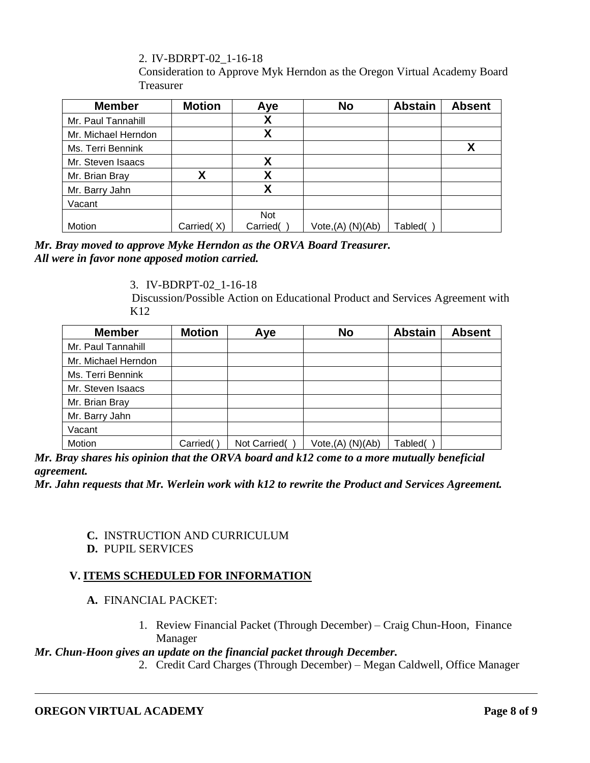2. IV-BDRPT-02_1-16-18
Consideration to Approve Myk Herndon as the Oregon Virtual Academy Board Treasurer

| Member | Motion | Aye | No | Abstain | Absent |
|---|---|---|---|---|---|
| Mr. Paul Tannahill | | X | | | |
| Mr. Michael Herndon | | X | | | |
| Ms. Terri Bennink | | | | | X |
| Mr. Steven Isaacs | | X | | | |
| Mr. Brian Bray | X | X | | | |
| Mr. Barry Jahn | | X | | | |
| Vacant | | | | | |
| Motion | Carried( X) | Not Carried( ) | Vote,(A) (N)(Ab) | Tabled( ) | |

***Mr. Bray moved to approve Myke Herndon as the ORVA Board Treasurer.***
***All were in favor none apposed motion carried.***

3. IV-BDRPT-02_1-16-18
Discussion/Possible Action on Educational Product and Services Agreement with K12

| Member | Motion | Aye | No | Abstain | Absent |
|---|---|---|---|---|---|
| Mr. Paul Tannahill | | | | | |
| Mr. Michael Herndon | | | | | |
| Ms. Terri Bennink | | | | | |
| Mr. Steven Isaacs | | | | | |
| Mr. Brian Bray | | | | | |
| Mr. Barry Jahn | | | | | |
| Vacant | | | | | |
| Motion | Carried( ) | Not Carried( ) | Vote,(A) (N)(Ab) | Tabled( ) | |

***Mr. Bray shares his opinion that the ORVA board and k12 come to a more mutually beneficial agreement.***
***Mr. Jahn requests that Mr. Werlein work with k12 to rewrite the Product and Services Agreement.***

**C.** INSTRUCTION AND CURRICULUM
**D.** PUPIL SERVICES

## V. ITEMS SCHEDULED FOR INFORMATION

**A.** FINANCIAL PACKET:

1. Review Financial Packet (Through December) – Craig Chun-Hoon, Finance Manager

***Mr. Chun-Hoon gives an update on the financial packet through December.***

2. Credit Card Charges (Through December) – Megan Caldwell, Office Manager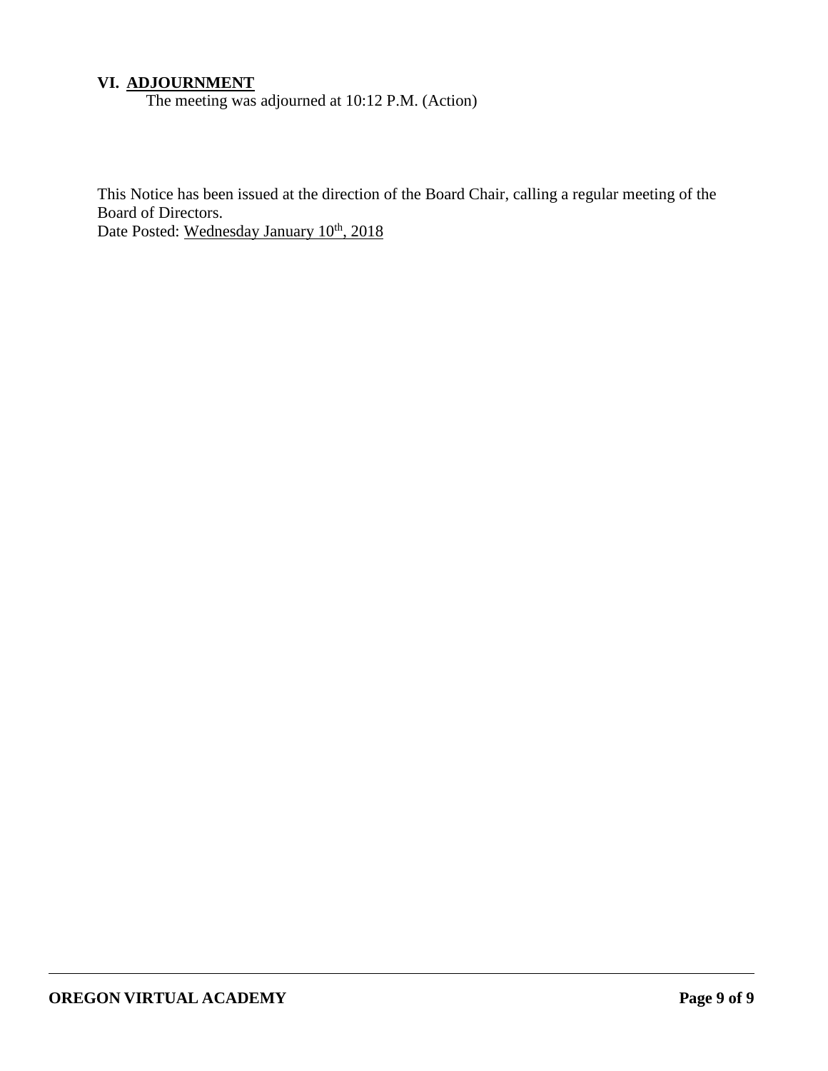## VI. ADJOURNMENT

The meeting was adjourned at 10:12 P.M. (Action)

This Notice has been issued at the direction of the Board Chair, calling a regular meeting of the Board of Directors.

Date Posted: Wednesday January 10th, 2018